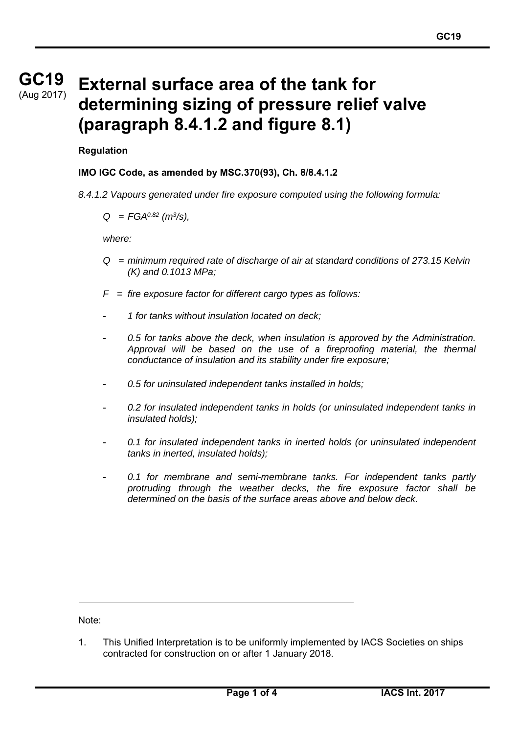# GC19 (Aug 2017) External surface area of the tank for determining sizing of pressure relief valve (paragraph 8.4.1.2 and figure 8.1)

**Regulation**

**IMO IGC Code, as amended by MSC.370(93), Ch. 8/8.4.1.2**

*8.4.1.2 Vapours generated under fire exposure computed using the following formula:*

$Q = FGA^{0.82}$ *($m^3/s$),*

*where:*

*Q = minimum required rate of discharge of air at standard conditions of 273.15 Kelvin (K) and 0.1013 MPa;*

*F = fire exposure factor for different cargo types as follows:*

- *1 for tanks without insulation located on deck;*
- *0.5 for tanks above the deck, when insulation is approved by the Administration. Approval will be based on the use of a fireproofing material, the thermal conductance of insulation and its stability under fire exposure;*
- *0.5 for uninsulated independent tanks installed in holds;*
- *0.2 for insulated independent tanks in holds (or uninsulated independent tanks in insulated holds);*
- *0.1 for insulated independent tanks in inerted holds (or uninsulated independent tanks in inerted, insulated holds);*
- *0.1 for membrane and semi-membrane tanks. For independent tanks partly protruding through the weather decks, the fire exposure factor shall be determined on the basis of the surface areas above and below deck.*

---

Note:

1. This Unified Interpretation is to be uniformly implemented by IACS Societies on ships contracted for construction on or after 1 January 2018.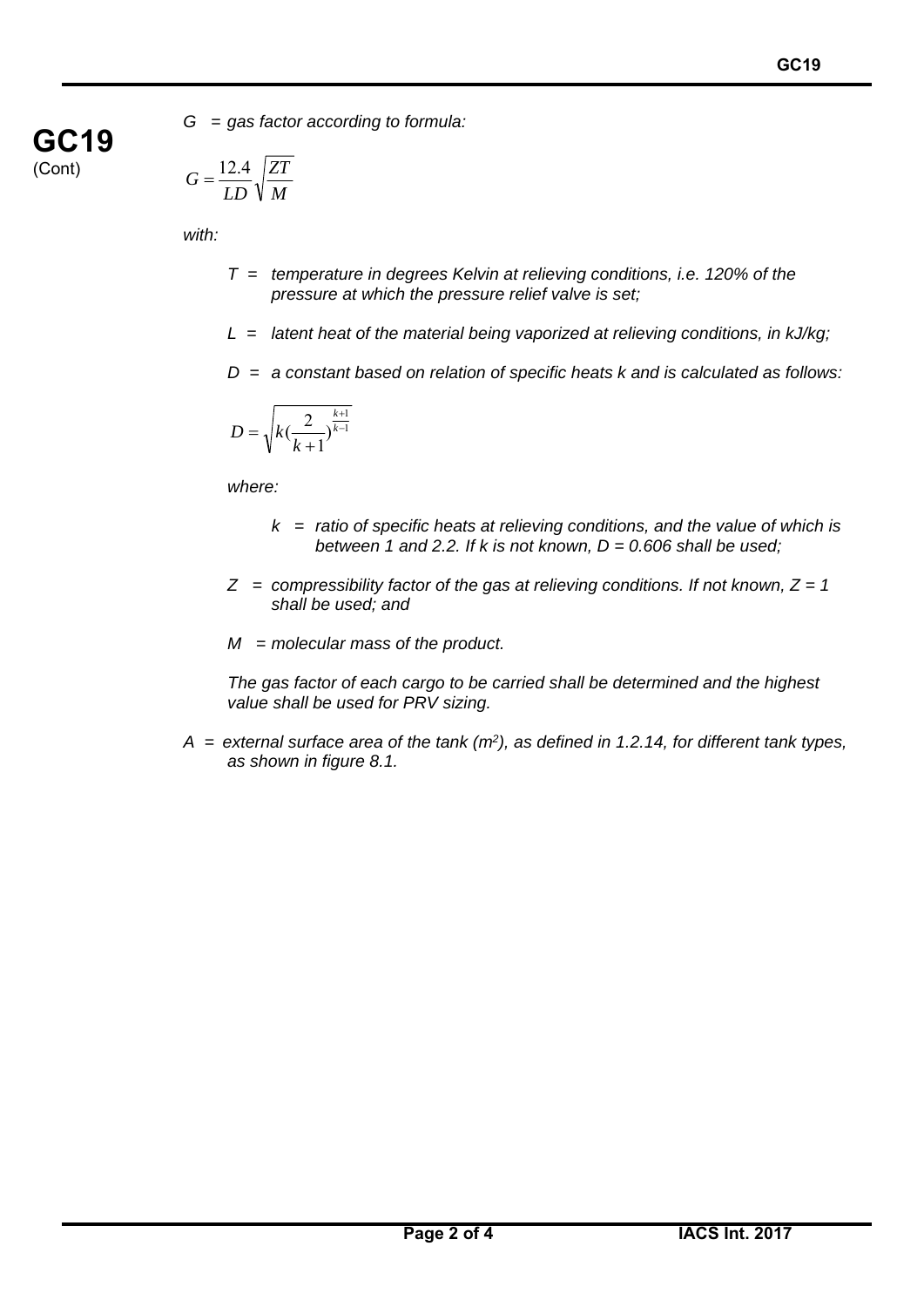GC19 (Cont)

*G = gas factor according to formula:*

$$G = \frac{12.4}{LD}\sqrt{\frac{ZT}{M}}$$

*with:*

*T = temperature in degrees Kelvin at relieving conditions, i.e. 120% of the pressure at which the pressure relief valve is set;*

*L = latent heat of the material being vaporized at relieving conditions, in kJ/kg;*

*D = a constant based on relation of specific heats k and is calculated as follows:*

$$D = \sqrt{k(\frac{2}{k+1})^{\frac{k+1}{k-1}}}$$

*where:*

*k = ratio of specific heats at relieving conditions, and the value of which is between 1 and 2.2. If k is not known, D = 0.606 shall be used;*

*Z = compressibility factor of the gas at relieving conditions. If not known, Z = 1 shall be used; and*

*M = molecular mass of the product.*

*The gas factor of each cargo to be carried shall be determined and the highest value shall be used for PRV sizing.*

*A = external surface area of the tank ($m^2$), as defined in 1.2.14, for different tank types, as shown in figure 8.1.*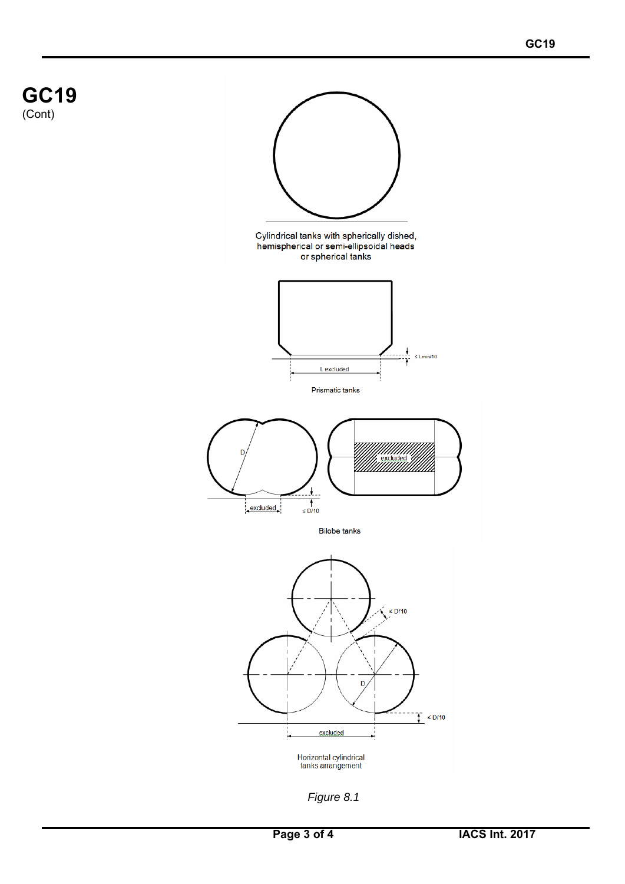# GC19

(Cont)

Cylindrical tanks with spherically dished, hemispherical or semi-ellipsoidal heads or spherical tanks

≤ Lmin/10

L excluded

Prismatic tanks

D

excluded

≤ D/10

excluded

Bilobe tanks

≤ D/10

D

≤ D/10

excluded

Horizontal cylindrical tanks arrangement

*Figure 8.1*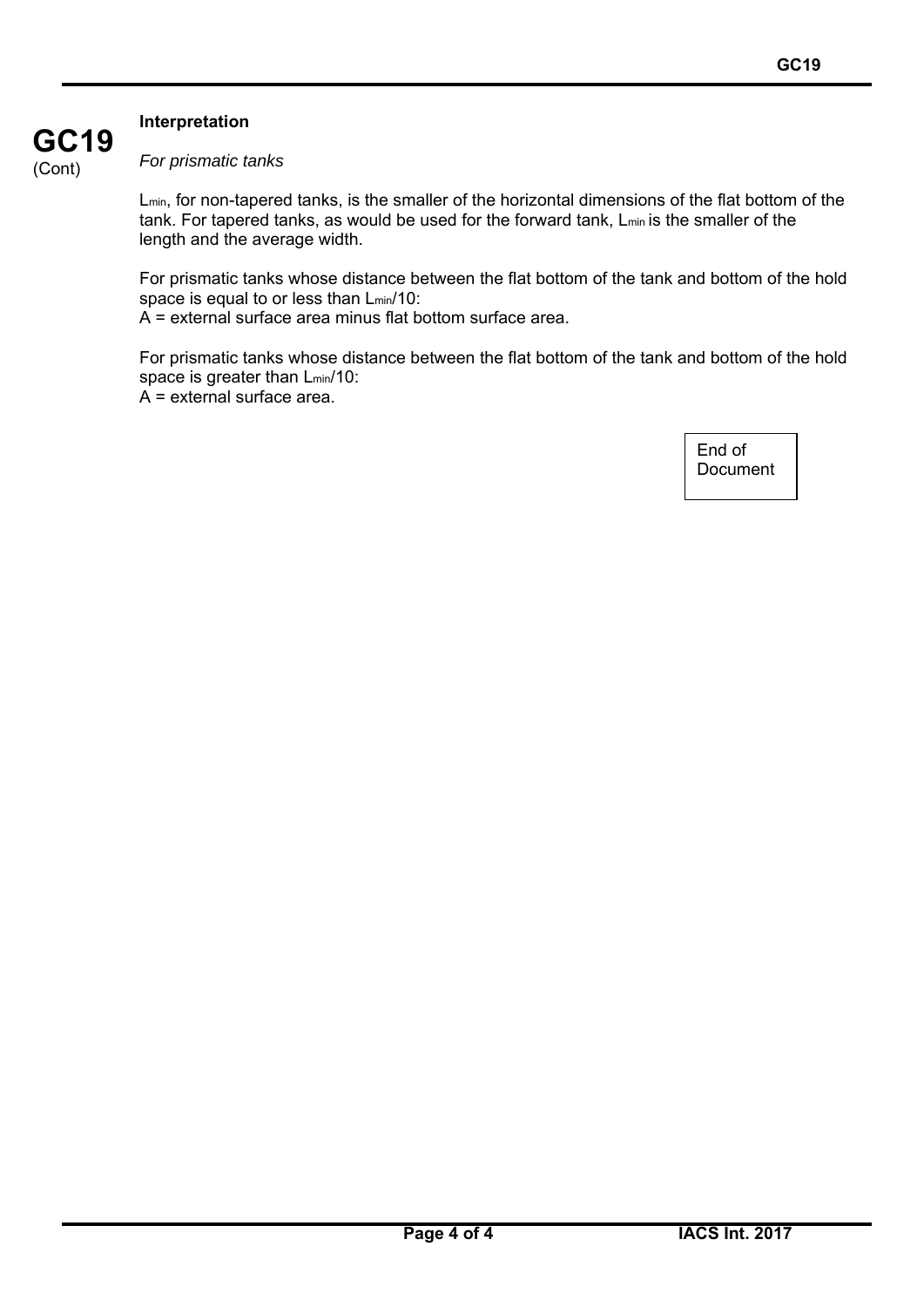**GC19**
(Cont)

**Interpretation**

*For prismatic tanks*

$L_{min}$, for non-tapered tanks, is the smaller of the horizontal dimensions of the flat bottom of the tank. For tapered tanks, as would be used for the forward tank, $L_{min}$ is the smaller of the length and the average width.

For prismatic tanks whose distance between the flat bottom of the tank and bottom of the hold space is equal to or less than $L_{min}/10$:
A = external surface area minus flat bottom surface area.

For prismatic tanks whose distance between the flat bottom of the tank and bottom of the hold space is greater than $L_{min}/10$:
A = external surface area.

End of Document